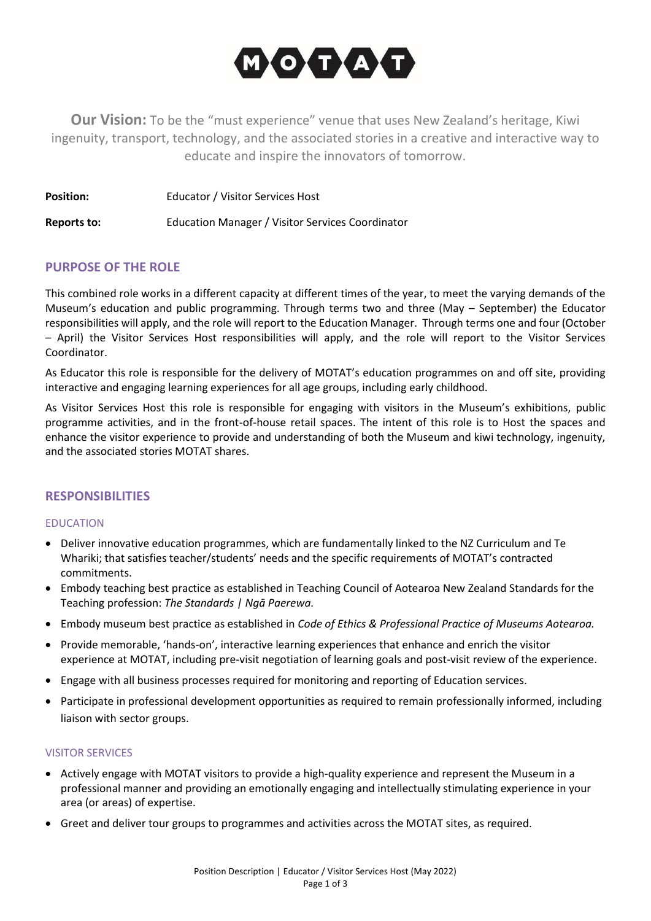MOTAT

**Our Vision:** To be the "must experience" venue that uses New Zealand's heritage, Kiwi ingenuity, transport, technology, and the associated stories in a creative and interactive way to educate and inspire the innovators of tomorrow.

**Position:** Educator / Visitor Services Host

**Reports to:** Education Manager / Visitor Services Coordinator

## PURPOSE OF THE ROLE

This combined role works in a different capacity at different times of the year, to meet the varying demands of the Museum's education and public programming. Through terms two and three (May – September) the Educator responsibilities will apply, and the role will report to the Education Manager. Through terms one and four (October – April) the Visitor Services Host responsibilities will apply, and the role will report to the Visitor Services Coordinator.

As Educator this role is responsible for the delivery of MOTAT's education programmes on and off site, providing interactive and engaging learning experiences for all age groups, including early childhood.

As Visitor Services Host this role is responsible for engaging with visitors in the Museum's exhibitions, public programme activities, and in the front-of-house retail spaces. The intent of this role is to Host the spaces and enhance the visitor experience to provide and understanding of both the Museum and kiwi technology, ingenuity, and the associated stories MOTAT shares.

## RESPONSIBILITIES

### EDUCATION

- Deliver innovative education programmes, which are fundamentally linked to the NZ Curriculum and Te Whariki; that satisfies teacher/students' needs and the specific requirements of MOTAT's contracted commitments.
- Embody teaching best practice as established in Teaching Council of Aotearoa New Zealand Standards for the Teaching profession: *The Standards | Ngā Paerewa.*
- Embody museum best practice as established in *Code of Ethics & Professional Practice of Museums Aotearoa.*
- Provide memorable, 'hands-on', interactive learning experiences that enhance and enrich the visitor experience at MOTAT, including pre-visit negotiation of learning goals and post-visit review of the experience.
- Engage with all business processes required for monitoring and reporting of Education services.
- Participate in professional development opportunities as required to remain professionally informed, including liaison with sector groups.

### VISITOR SERVICES

- Actively engage with MOTAT visitors to provide a high-quality experience and represent the Museum in a professional manner and providing an emotionally engaging and intellectually stimulating experience in your area (or areas) of expertise.
- Greet and deliver tour groups to programmes and activities across the MOTAT sites, as required.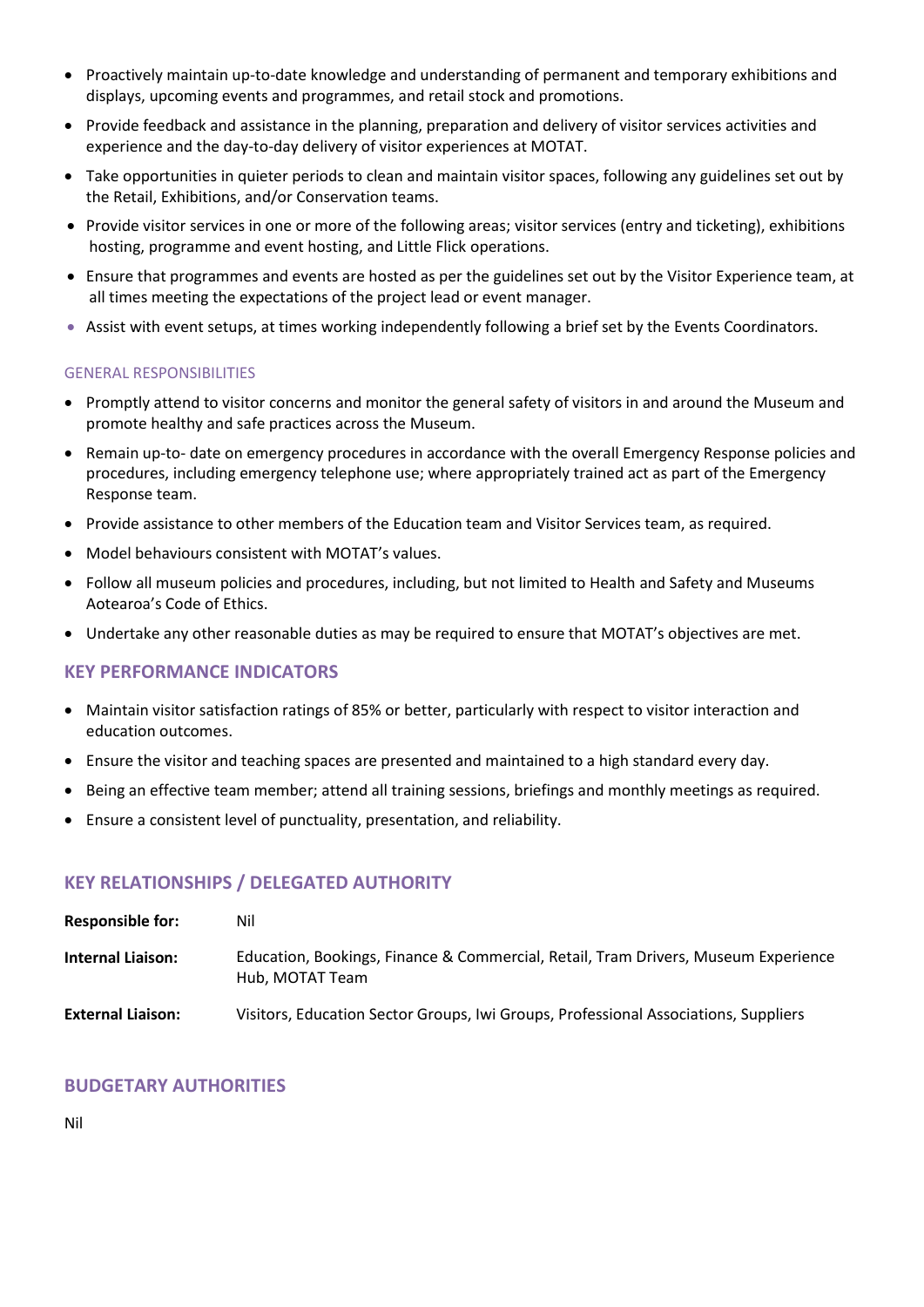- Proactively maintain up-to-date knowledge and understanding of permanent and temporary exhibitions and displays, upcoming events and programmes, and retail stock and promotions.
- Provide feedback and assistance in the planning, preparation and delivery of visitor services activities and experience and the day-to-day delivery of visitor experiences at MOTAT.
- Take opportunities in quieter periods to clean and maintain visitor spaces, following any guidelines set out by the Retail, Exhibitions, and/or Conservation teams.
- Provide visitor services in one or more of the following areas; visitor services (entry and ticketing), exhibitions hosting, programme and event hosting, and Little Flick operations.
- Ensure that programmes and events are hosted as per the guidelines set out by the Visitor Experience team, at all times meeting the expectations of the project lead or event manager.
- Assist with event setups, at times working independently following a brief set by the Events Coordinators.

### GENERAL RESPONSIBILITIES

- Promptly attend to visitor concerns and monitor the general safety of visitors in and around the Museum and promote healthy and safe practices across the Museum.
- Remain up-to- date on emergency procedures in accordance with the overall Emergency Response policies and procedures, including emergency telephone use; where appropriately trained act as part of the Emergency Response team.
- Provide assistance to other members of the Education team and Visitor Services team, as required.
- Model behaviours consistent with MOTAT's values.
- Follow all museum policies and procedures, including, but not limited to Health and Safety and Museums Aotearoa's Code of Ethics.
- Undertake any other reasonable duties as may be required to ensure that MOTAT's objectives are met.

## KEY PERFORMANCE INDICATORS

- Maintain visitor satisfaction ratings of 85% or better, particularly with respect to visitor interaction and education outcomes.
- Ensure the visitor and teaching spaces are presented and maintained to a high standard every day.
- Being an effective team member; attend all training sessions, briefings and monthly meetings as required.
- Ensure a consistent level of punctuality, presentation, and reliability.

## KEY RELATIONSHIPS / DELEGATED AUTHORITY

| | |
|---|---|
| **Responsible for:** | Nil |
| **Internal Liaison:** | Education, Bookings, Finance & Commercial, Retail, Tram Drivers, Museum Experience Hub, MOTAT Team |
| **External Liaison:** | Visitors, Education Sector Groups, Iwi Groups, Professional Associations, Suppliers |

## BUDGETARY AUTHORITIES

Nil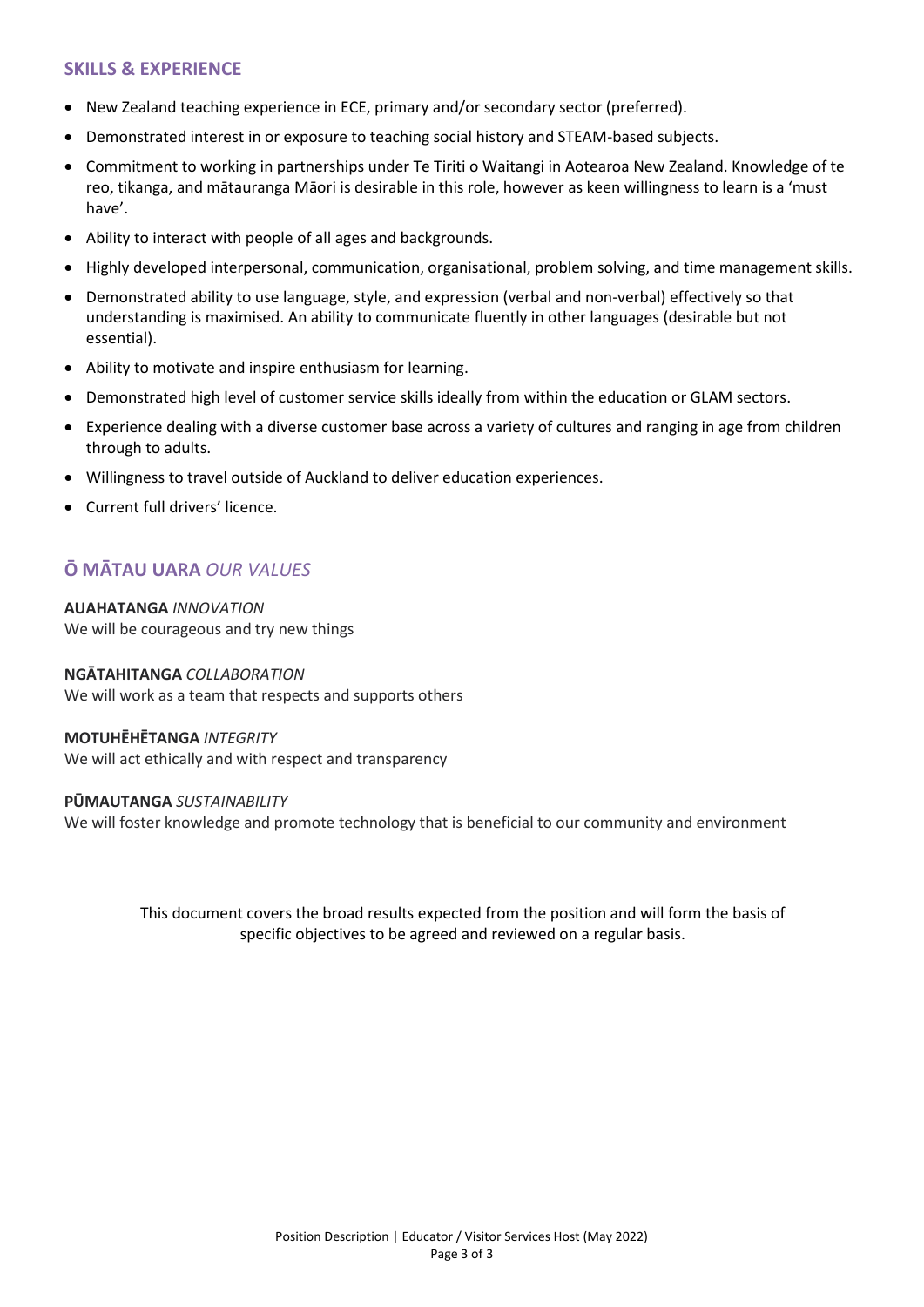## SKILLS & EXPERIENCE

- New Zealand teaching experience in ECE, primary and/or secondary sector (preferred).
- Demonstrated interest in or exposure to teaching social history and STEAM-based subjects.
- Commitment to working in partnerships under Te Tiriti o Waitangi in Aotearoa New Zealand. Knowledge of te reo, tikanga, and mātauranga Māori is desirable in this role, however as keen willingness to learn is a 'must have'.
- Ability to interact with people of all ages and backgrounds.
- Highly developed interpersonal, communication, organisational, problem solving, and time management skills.
- Demonstrated ability to use language, style, and expression (verbal and non-verbal) effectively so that understanding is maximised. An ability to communicate fluently in other languages (desirable but not essential).
- Ability to motivate and inspire enthusiasm for learning.
- Demonstrated high level of customer service skills ideally from within the education or GLAM sectors.
- Experience dealing with a diverse customer base across a variety of cultures and ranging in age from children through to adults.
- Willingness to travel outside of Auckland to deliver education experiences.
- Current full drivers' licence.

## Ō MĀTAU UARA *OUR VALUES*

**AUAHATANGA** *INNOVATION*
We will be courageous and try new things

**NGĀTAHITANGA** *COLLABORATION*
We will work as a team that respects and supports others

**MOTUHĒHĒTANGA** *INTEGRITY*
We will act ethically and with respect and transparency

**PŪMAUTANGA** *SUSTAINABILITY*
We will foster knowledge and promote technology that is beneficial to our community and environment

This document covers the broad results expected from the position and will form the basis of specific objectives to be agreed and reviewed on a regular basis.